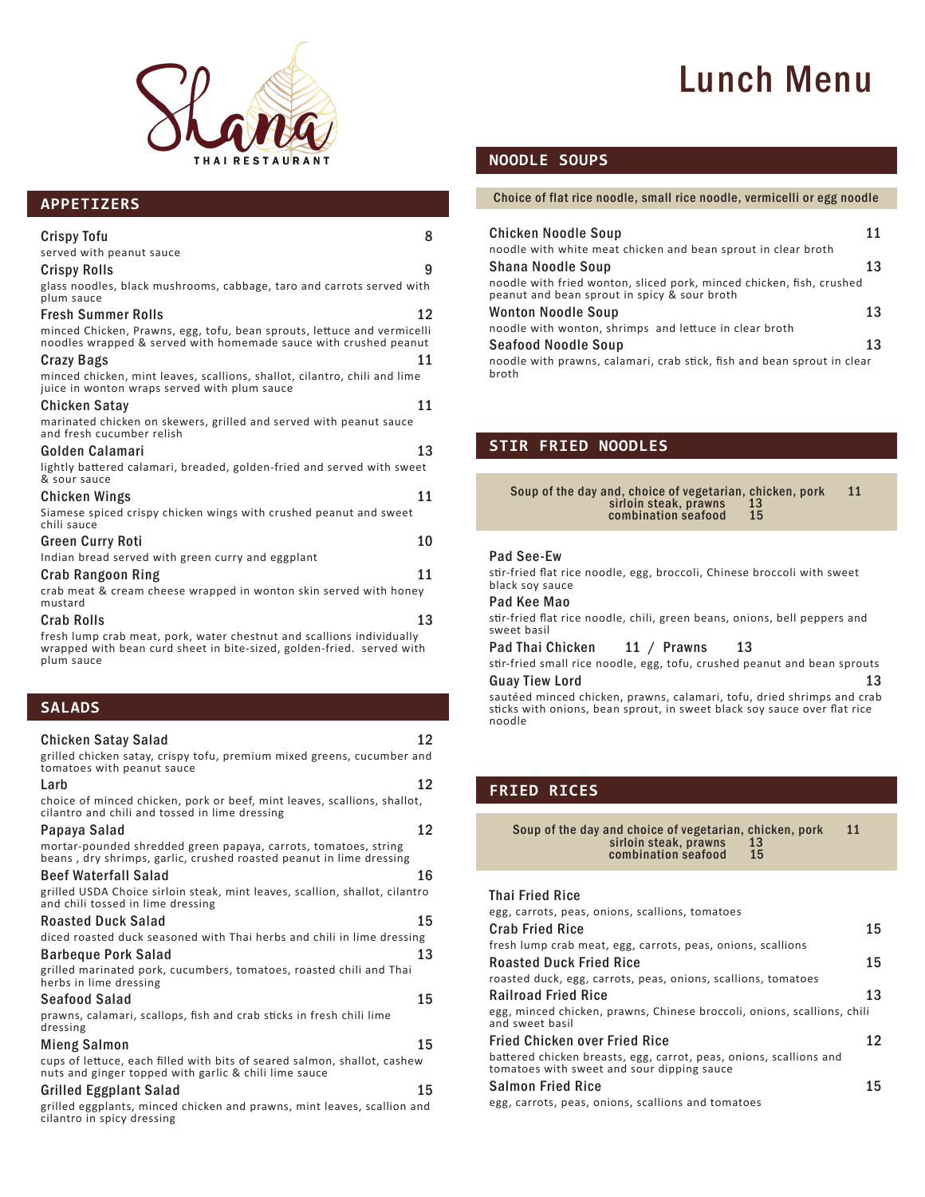# Shana
THAI RESTAURANT

# Lunch Menu

## APPETIZERS

**Crispy Tofu** 8
served with peanut sauce

**Crispy Rolls** 9
glass noodles, black mushrooms, cabbage, taro and carrots served with plum sauce

**Fresh Summer Rolls** 12
minced Chicken, Prawns, egg, tofu, bean sprouts, lettuce and vermicelli noodles wrapped & served with homemade sauce with crushed peanut

**Crazy Bags** 11
minced chicken, mint leaves, scallions, shallot, cilantro, chili and lime juice in wonton wraps served with plum sauce

**Chicken Satay** 11
marinated chicken on skewers, grilled and served with peanut sauce and fresh cucumber relish

**Golden Calamari** 13
lightly battered calamari, breaded, golden-fried and served with sweet & sour sauce

**Chicken Wings** 11
Siamese spiced crispy chicken wings with crushed peanut and sweet chili sauce

**Green Curry Roti** 10
Indian bread served with green curry and eggplant

**Crab Rangoon Ring** 11
crab meat & cream cheese wrapped in wonton skin served with honey mustard

**Crab Rolls** 13
fresh lump crab meat, pork, water chestnut and scallions individually wrapped with bean curd sheet in bite-sized, golden-fried. served with plum sauce

## SALADS

**Chicken Satay Salad** 12
grilled chicken satay, crispy tofu, premium mixed greens, cucumber and tomatoes with peanut sauce

**Larb** 12
choice of minced chicken, pork or beef, mint leaves, scallions, shallot, cilantro and chili and tossed in lime dressing

**Papaya Salad** 12
mortar-pounded shredded green papaya, carrots, tomatoes, string beans , dry shrimps, garlic, crushed roasted peanut in lime dressing

**Beef Waterfall Salad** 16
grilled USDA Choice sirloin steak, mint leaves, scallion, shallot, cilantro and chili tossed in lime dressing

**Roasted Duck Salad** 15
diced roasted duck seasoned with Thai herbs and chili in lime dressing

**Barbeque Pork Salad** 13
grilled marinated pork, cucumbers, tomatoes, roasted chili and Thai herbs in lime dressing

**Seafood Salad** 15
prawns, calamari, scallops, fish and crab sticks in fresh chili lime dressing

**Mieng Salmon** 15
cups of lettuce, each filled with bits of seared salmon, shallot, cashew nuts and ginger topped with garlic & chili lime sauce

**Grilled Eggplant Salad** 15
grilled eggplants, minced chicken and prawns, mint leaves, scallion and cilantro in spicy dressing

## NOODLE SOUPS

Choice of flat rice noodle, small rice noodle, vermicelli or egg noodle

**Chicken Noodle Soup** 11
noodle with white meat chicken and bean sprout in clear broth

**Shana Noodle Soup** 13
noodle with fried wonton, sliced pork, minced chicken, fish, crushed peanut and bean sprout in spicy & sour broth

**Wonton Noodle Soup** 13
noodle with wonton, shrimps and lettuce in clear broth

**Seafood Noodle Soup** 13
noodle with prawns, calamari, crab stick, fish and bean sprout in clear broth

## STIR FRIED NOODLES

Soup of the day and, choice of vegetarian, chicken, pork 11
sirloin steak, prawns 13
combination seafood 15

**Pad See-Ew**
stir-fried flat rice noodle, egg, broccoli, Chinese broccoli with sweet black soy sauce

**Pad Kee Mao**
stir-fried flat rice noodle, chili, green beans, onions, bell peppers and sweet basil

**Pad Thai Chicken** 11 / **Prawns** 13
stir-fried small rice noodle, egg, tofu, crushed peanut and bean sprouts

**Guay Tiew Lord** 13
sautéed minced chicken, prawns, calamari, tofu, dried shrimps and crab sticks with onions, bean sprout, in sweet black soy sauce over flat rice noodle

## FRIED RICES

Soup of the day and choice of vegetarian, chicken, pork 11
sirloin steak, prawns 13
combination seafood 15

**Thai Fried Rice**
egg, carrots, peas, onions, scallions, tomatoes

**Crab Fried Rice** 15
fresh lump crab meat, egg, carrots, peas, onions, scallions

**Roasted Duck Fried Rice** 15
roasted duck, egg, carrots, peas, onions, scallions, tomatoes

**Railroad Fried Rice** 13
egg, minced chicken, prawns, Chinese broccoli, onions, scallions, chili and sweet basil

**Fried Chicken over Fried Rice** 12
battered chicken breasts, egg, carrot, peas, onions, scallions and tomatoes with sweet and sour dipping sauce

**Salmon Fried Rice** 15
egg, carrots, peas, onions, scallions and tomatoes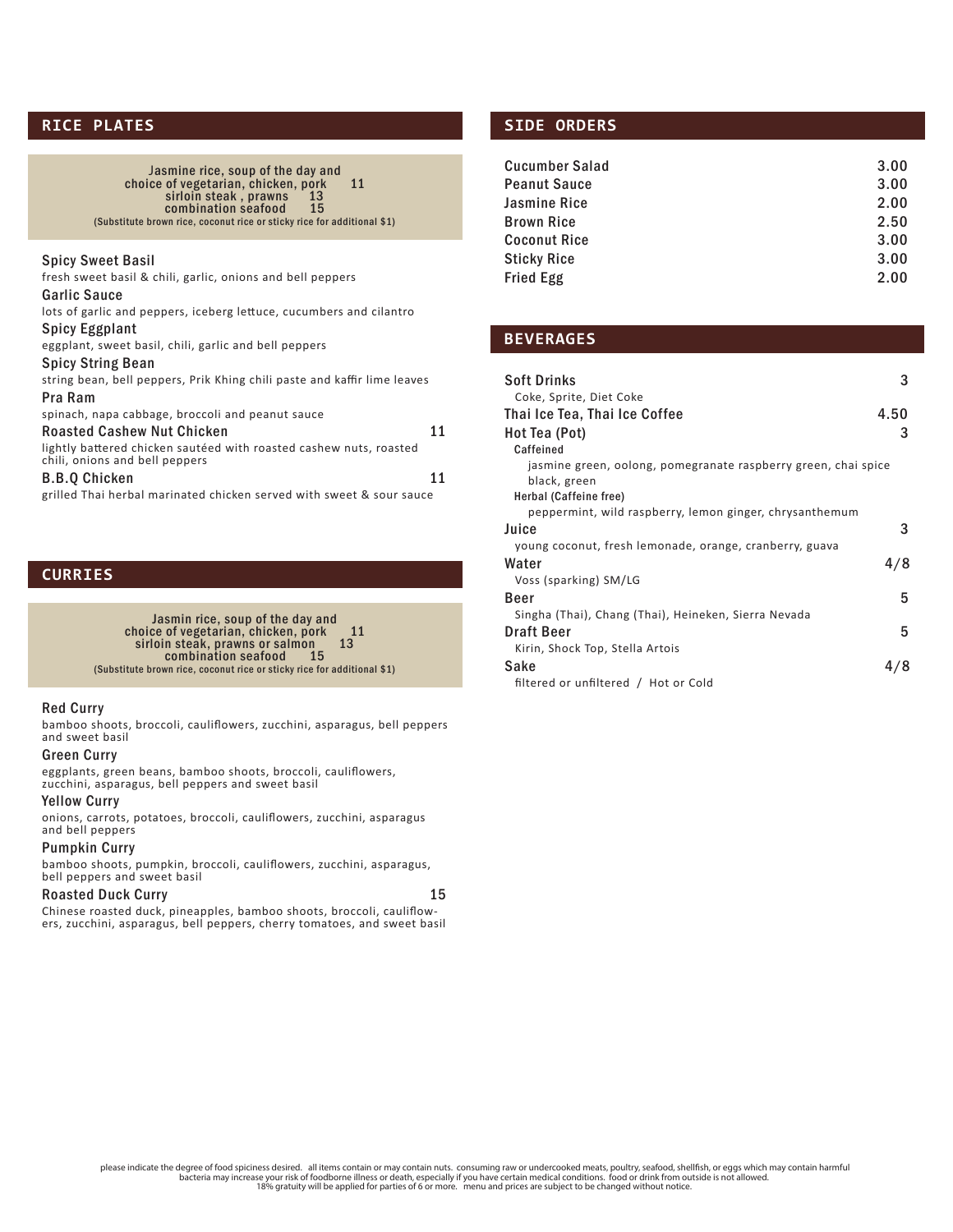## RICE PLATES

Jasmine rice, soup of the day and
choice of vegetarian, chicken, pork 11
sirloin steak , prawns 13
combination seafood 15
(Substitute brown rice, coconut rice or sticky rice for additional $1)

**Spicy Sweet Basil**
fresh sweet basil & chili, garlic, onions and bell peppers

**Garlic Sauce**
lots of garlic and peppers, iceberg lettuce, cucumbers and cilantro

**Spicy Eggplant**
eggplant, sweet basil, chili, garlic and bell peppers

**Spicy String Bean**
string bean, bell peppers, Prik Khing chili paste and kaffir lime leaves

**Pra Ram**
spinach, napa cabbage, broccoli and peanut sauce

**Roasted Cashew Nut Chicken** 11
lightly battered chicken sautéed with roasted cashew nuts, roasted chili, onions and bell peppers

**B.B.Q Chicken** 11
grilled Thai herbal marinated chicken served with sweet & sour sauce

## CURRIES

Jasmin rice, soup of the day and
choice of vegetarian, chicken, pork 11
sirloin steak, prawns or salmon 13
combination seafood 15
(Substitute brown rice, coconut rice or sticky rice for additional $1)

**Red Curry**
bamboo shoots, broccoli, cauliflowers, zucchini, asparagus, bell peppers and sweet basil

**Green Curry**
eggplants, green beans, bamboo shoots, broccoli, cauliflowers, zucchini, asparagus, bell peppers and sweet basil

**Yellow Curry**
onions, carrots, potatoes, broccoli, cauliflowers, zucchini, asparagus and bell peppers

**Pumpkin Curry**
bamboo shoots, pumpkin, broccoli, cauliflowers, zucchini, asparagus, bell peppers and sweet basil

**Roasted Duck Curry** 15
Chinese roasted duck, pineapples, bamboo shoots, broccoli, cauliflowers, zucchini, asparagus, bell peppers, cherry tomatoes, and sweet basil

## SIDE ORDERS

| | |
|---|---|
| Cucumber Salad | 3.00 |
| Peanut Sauce | 3.00 |
| Jasmine Rice | 2.00 |
| Brown Rice | 2.50 |
| Coconut Rice | 3.00 |
| Sticky Rice | 3.00 |
| Fried Egg | 2.00 |

## BEVERAGES

**Soft Drinks** 3
Coke, Sprite, Diet Coke

**Thai Ice Tea, Thai Ice Coffee** 4.50

**Hot Tea (Pot)** 3
Caffeined
jasmine green, oolong, pomegranate raspberry green, chai spice black, green
Herbal (Caffeine free)
peppermint, wild raspberry, lemon ginger, chrysanthemum

**Juice** 3
young coconut, fresh lemonade, orange, cranberry, guava

**Water** 4/8
Voss (sparking) SM/LG

**Beer** 5
Singha (Thai), Chang (Thai), Heineken, Sierra Nevada

**Draft Beer** 5
Kirin, Shock Top, Stella Artois

**Sake** 4/8
filtered or unfiltered / Hot or Cold

please indicate the degree of food spiciness desired. all items contain or may contain nuts. consuming raw or undercooked meats, poultry, seafood, shellfish, or eggs which may contain harmful bacteria may increase your risk of foodborne illness or death, especially if you have certain medical conditions. food or drink from outside is not allowed. 18% gratuity will be applied for parties of 6 or more. menu and prices are subject to be changed without notice.